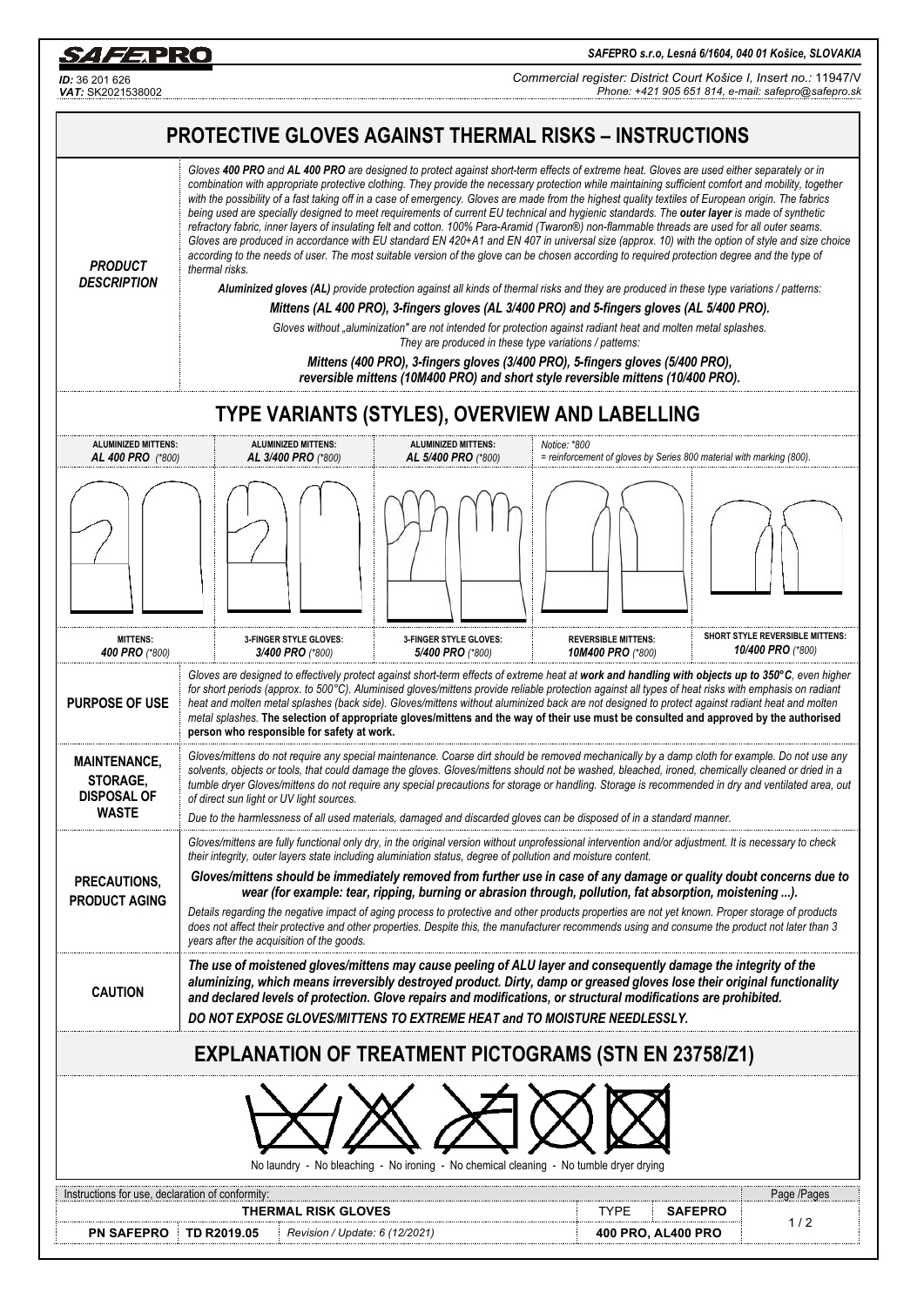**SAFEPRO**

**SAFEPRO s.r.o, Lesná 6/1604, 040 01 Košice, SLOVAKIA**

*ID:* 36 201 626
*VAT:* SK2021538002

*Commercial register: District Court Košice I, Insert no.:* 11947/V
*Phone: +421 905 651 814, e-mail: safepro@safepro.sk*

# PROTECTIVE GLOVES AGAINST THERMAL RISKS – INSTRUCTIONS

## PRODUCT DESCRIPTION

*Gloves **400 PRO** and **AL 400 PRO** are designed to protect against short-term effects of extreme heat. Gloves are used either separately or in combination with appropriate protective clothing. They provide the necessary protection while maintaining sufficient comfort and mobility, together with the possibility of a fast taking off in a case of emergency. Gloves are made from the highest quality textiles of European origin. The fabrics being used are specially designed to meet requirements of current EU technical and hygienic standards. The **outer layer** is made of synthetic refractory fabric, inner layers of insulating felt and cotton. 100% Para-Aramid (Twaron®) non-flammable threads are used for all outer seams. Gloves are produced in accordance with EU standard EN 420+A1 and EN 407 in universal size (approx. 10) with the option of style and size choice according to the needs of user. The most suitable version of the glove can be chosen according to required protection degree and the type of thermal risks.*

***Aluminized gloves (AL)** provide protection against all kinds of thermal risks and they are produced in these type variations / patterns:*

***Mittens (AL 400 PRO), 3-fingers gloves (AL 3/400 PRO) and 5-fingers gloves (AL 5/400 PRO).***

*Gloves without „aluminization" are not intended for protection against radiant heat and molten metal splashes. They are produced in these type variations / patterns:*

***Mittens (400 PRO), 3-fingers gloves (3/400 PRO), 5-fingers gloves (5/400 PRO), reversible mittens (10M400 PRO) and short style reversible mittens (10/400 PRO).***

# TYPE VARIANTS (STYLES), OVERVIEW AND LABELLING

| ALUMINIZED MITTENS: *AL 400 PRO (\*800)* | ALUMINIZED MITTENS: *AL 3/400 PRO (\*800)* | ALUMINIZED MITTENS: *AL 5/400 PRO (\*800)* | *Notice: \*800 = reinforcement of gloves by Series 800 material with marking (800).* | |
|---|---|---|---|---|
| MITTENS: *400 PRO (\*800)* | 3-FINGER STYLE GLOVES: *3/400 PRO (\*800)* | 3-FINGER STYLE GLOVES: *5/400 PRO (\*800)* | REVERSIBLE MITTENS: *10M400 PRO (\*800)* | SHORT STYLE REVERSIBLE MITTENS: *10/400 PRO (\*800)* |

## PURPOSE OF USE

*Gloves are designed to effectively protect against short-term effects of extreme heat at **work and handling with objects up to 350°C**, even higher for short periods (approx. to 500°C). Aluminised gloves/mittens provide reliable protection against all types of heat risks with emphasis on radiant heat and molten metal splashes (back side). Gloves/mittens without aluminized back are not designed to protect against radiant heat and molten metal splashes.* **The selection of appropriate gloves/mittens and the way of their use must be consulted and approved by the authorised person who responsible for safety at work.**

## MAINTENANCE, STORAGE, DISPOSAL OF WASTE

*Gloves/mittens do not require any special maintenance. Coarse dirt should be removed mechanically by a damp cloth for example. Do not use any solvents, objects or tools, that could damage the gloves. Gloves/mittens should not be washed, bleached, ironed, chemically cleaned or dried in a tumble dryer Gloves/mittens do not require any special precautions for storage or handling. Storage is recommended in dry and ventilated area, out of direct sun light or UV light sources.*

*Due to the harmlessness of all used materials, damaged and discarded gloves can be disposed of in a standard manner.*

## PRECAUTIONS, PRODUCT AGING

*Gloves/mittens are fully functional only dry, in the original version without unprofessional intervention and/or adjustment. It is necessary to check their integrity, outer layers state including aluminiation status, degree of pollution and moisture content.*

***Gloves/mittens should be immediately removed from further use in case of any damage or quality doubt concerns due to wear (for example: tear, ripping, burning or abrasion through, pollution, fat absorption, moistening ...).***

*Details regarding the negative impact of aging process to protective and other products properties are not yet known. Proper storage of products does not affect their protective and other properties. Despite this, the manufacturer recommends using and consume the product not later than 3 years after the acquisition of the goods.*

## CAUTION

***The use of moistened gloves/mittens may cause peeling of ALU layer and consequently damage the integrity of the aluminizing, which means irreversibly destroyed product. Dirty, damp or greased gloves lose their original functionality and declared levels of protection. Glove repairs and modifications, or structural modifications are prohibited.***

***DO NOT EXPOSE GLOVES/MITTENS TO EXTREME HEAT and TO MOISTURE NEEDLESSLY.***

# EXPLANATION OF TREATMENT PICTOGRAMS (STN EN 23758/Z1)

No laundry - No bleaching - No ironing - No chemical cleaning - No tumble dryer drying

| Instructions for use, declaration of conformity: | | | | | Page /Pages |
|---|---|---|---|---|---|
| THERMAL RISK GLOVES | | | TYPE | SAFEPRO | 1 / 2 |
| PN SAFEPRO | TD R2019.05 | *Revision / Update: 6 (12/2021)* | 400 PRO, AL400 PRO | | |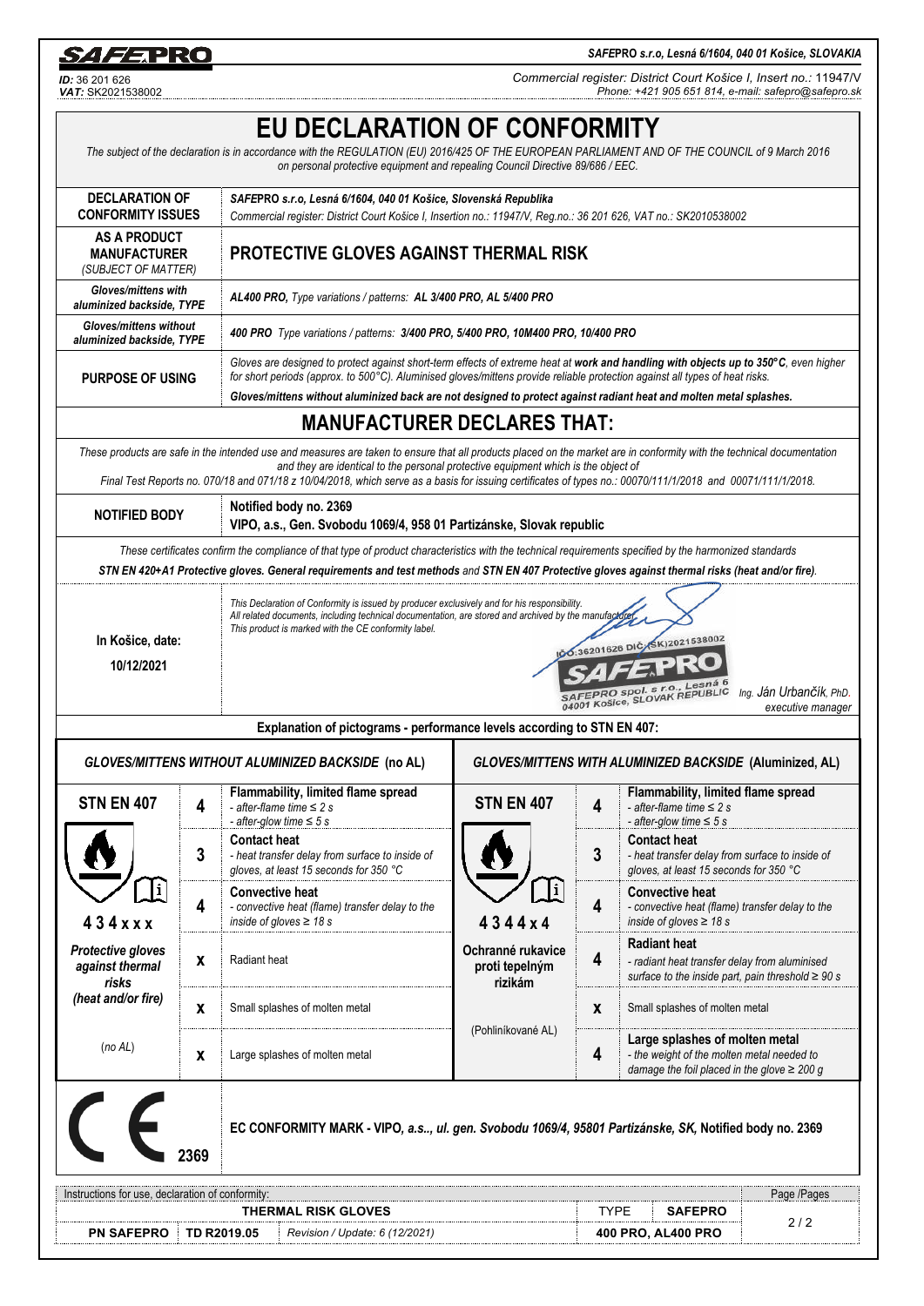**SAFEPRO**

*SAFEPRO s.r.o, Lesná 6/1604, 040 01 Košice, SLOVAKIA*

***ID:*** 36 201 626
***VAT:*** SK2021538002

*Commercial register: District Court Košice I, Insert no.:* 11947/V
*Phone: +421 905 651 814, e-mail: safepro@safepro.sk*

# EU DECLARATION OF CONFORMITY

*The subject of the declaration is in accordance with the REGULATION (EU) 2016/425 OF THE EUROPEAN PARLIAMENT AND OF THE COUNCIL of 9 March 2016 on personal protective equipment and repealing Council Directive 89/686 / EEC.*

| | |
|---|---|
| **DECLARATION OF CONFORMITY ISSUES** | *SAFEPRO s.r.o, Lesná 6/1604, 040 01 Košice, Slovenská Republika* <br> *Commercial register: District Court Košice I, Insertion no.: 11947/V, Reg.no.: 36 201 626, VAT no.: SK2010538002* |
| **AS A PRODUCT MANUFACTURER** *(SUBJECT OF MATTER)* | **PROTECTIVE GLOVES AGAINST THERMAL RISK** |
| ***Gloves/mittens with aluminized backside, TYPE*** | ***AL400 PRO,*** *Type variations / patterns:* ***AL 3/400 PRO, AL 5/400 PRO*** |
| ***Gloves/mittens without aluminized backside, TYPE*** | ***400 PRO*** *Type variations / patterns:* ***3/400 PRO, 5/400 PRO, 10M400 PRO, 10/400 PRO*** |
| **PURPOSE OF USING** | *Gloves are designed to protect against short-term effects of extreme heat at* ***work and handling with objects up to 350°C****, even higher for short periods (approx. to 500°C). Aluminised gloves/mittens provide reliable protection against all types of heat risks.* <br> ***Gloves/mittens without aluminized back are not designed to protect against radiant heat and molten metal splashes.*** |

## MANUFACTURER DECLARES THAT:

*These products are safe in the intended use and measures are taken to ensure that all products placed on the market are in conformity with the technical documentation and they are identical to the personal protective equipment which is the object of Final Test Reports no. 070/18 and 071/18 z 10/04/2018, which serve as a basis for issuing certificates of types no.: 00070/111/1/2018 and 00071/111/1/2018.*

| | |
|---|---|
| **NOTIFIED BODY** | **Notified body no. 2369** <br> **VIPO, a.s., Gen. Svobodu 1069/4, 958 01 Partizánske, Slovak republic** |

*These certificates confirm the compliance of that type of product characteristics with the technical requirements specified by the harmonized standards* ***STN EN 420+A1 Protective gloves. General requirements and test methods*** *and* ***STN EN 407 Protective gloves against thermal risks (heat and/or fire)****.*

**In Košice, date: 10/12/2021**

*This Declaration of Conformity is issued by producer exclusively and for his responsibility. All related documents, including technical documentation, are stored and archived by the manufacturer. This product is marked with the CE conformity label.*

IČO:36201626 DIČ:(SK)2021538002
SAFEPRO spol. s r.o., Lesná 6, 04001 Košice, SLOVAK REPUBLIC

*Ing. Ján Urbančík, PhD.*
*executive manager*

**Explanation of pictograms - performance levels according to STN EN 407:**

| *GLOVES/MITTENS WITHOUT ALUMINIZED BACKSIDE* (no AL) | | | *GLOVES/MITTENS WITH ALUMINIZED BACKSIDE* (Aluminized, AL) | | |
|---|---|---|---|---|---|
| **STN EN 407** | **4** | **Flammability, limited flame spread** *- after-flame time ≤ 2 s - after-glow time ≤ 5 s* | **STN EN 407** | **4** | **Flammability, limited flame spread** *- after-flame time ≤ 2 s - after-glow time ≤ 5 s* |
| | **3** | **Contact heat** *- heat transfer delay from surface to inside of gloves, at least 15 seconds for 350 °C* | | **3** | **Contact heat** *- heat transfer delay from surface to inside of gloves, at least 15 seconds for 350 °C* |
| **4 3 4 x x x** | **4** | **Convective heat** *- convective heat (flame) transfer delay to the inside of gloves ≥ 18 s* | **4 3 4 4 x 4** | **4** | **Convective heat** *- convective heat (flame) transfer delay to the inside of gloves ≥ 18 s* |
| ***Protective gloves against thermal risks (heat and/or fire)*** | **x** | Radiant heat | **Ochranné rukavice proti tepelným rizikám** | **4** | **Radiant heat** *- radiant heat transfer delay from aluminised surface to the inside part, pain threshold ≥ 90 s* |
| | **x** | Small splashes of molten metal | (Pohliníkované AL) | **x** | Small splashes of molten metal |
| (*no AL*) | **x** | Large splashes of molten metal | | **4** | **Large splashes of molten metal** *- the weight of the molten metal needed to damage the foil placed in the glove ≥ 200 g* |

**CE 2369** — **EC CONFORMITY MARK - VIPO,** ***a.s.., ul. gen. Svobodu 1069/4, 95801 Partizánske, SK,*** **Notified body no. 2369**

| Instructions for use, declaration of conformity: | | | | |
|---|---|---|---|---|
| **THERMAL RISK GLOVES** | | | TYPE **SAFEPRO** | |
| **PN SAFEPRO** | **TD R2019.05** | *Revision / Update: 6 (12/2021)* | **400 PRO, AL400 PRO** | |